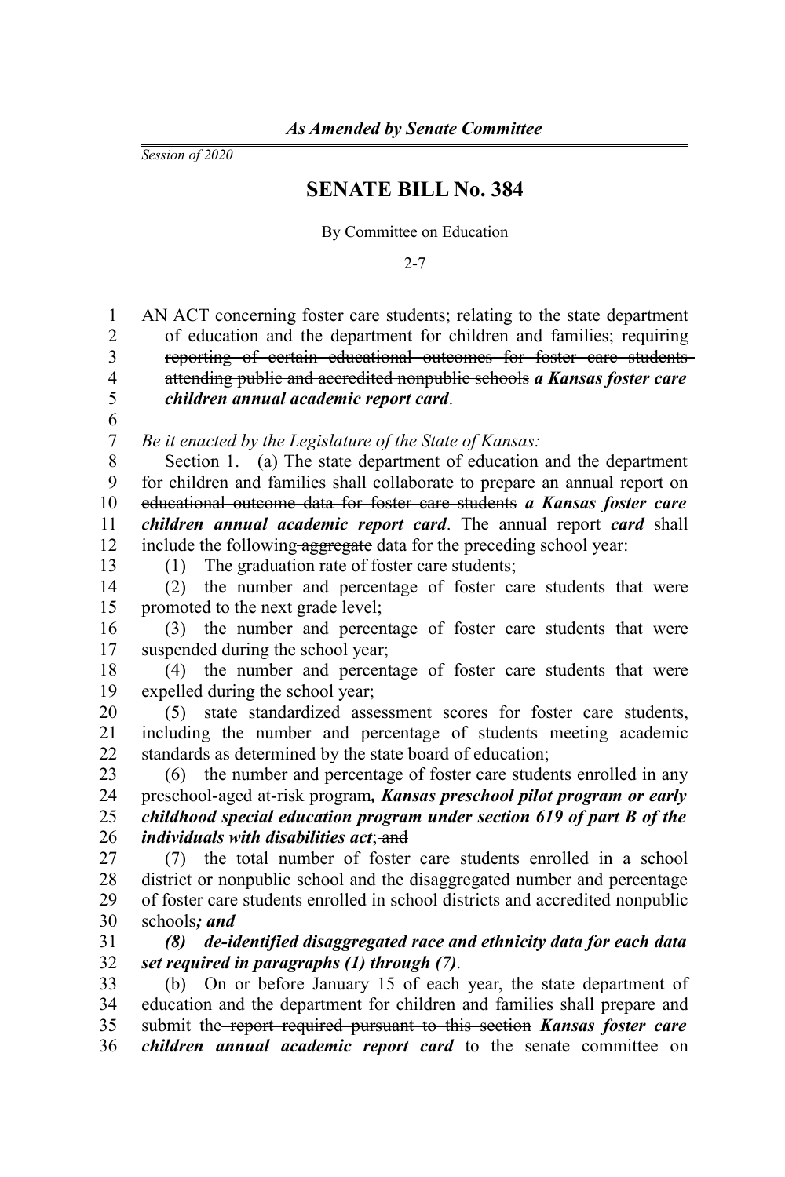*As Amended by Senate Committee*

*Session of 2020*

# SENATE BILL No. 384

By Committee on Education

2-7

AN ACT concerning foster care students; relating to the state department of education and the department for children and families; requiring ~~reporting of certain educational outcomes for foster care students attending public and accredited nonpublic schools~~ ***a Kansas foster care children annual academic report card***.

*Be it enacted by the Legislature of the State of Kansas:*

Section 1. (a) The state department of education and the department for children and families shall collaborate to prepare ~~an annual report on educational outcome data for foster care students~~ ***a Kansas foster care children annual academic report card***. The annual report ***card*** shall include the following ~~aggregate~~ data for the preceding school year:

(1) The graduation rate of foster care students;

(2) the number and percentage of foster care students that were promoted to the next grade level;

(3) the number and percentage of foster care students that were suspended during the school year;

(4) the number and percentage of foster care students that were expelled during the school year;

(5) state standardized assessment scores for foster care students, including the number and percentage of students meeting academic standards as determined by the state board of education;

(6) the number and percentage of foster care students enrolled in any preschool-aged at-risk program***, Kansas preschool pilot program or early childhood special education program under section 619 of part B of the individuals with disabilities act***; ~~and~~

(7) the total number of foster care students enrolled in a school district or nonpublic school and the disaggregated number and percentage of foster care students enrolled in school districts and accredited nonpublic schools***; and***

***(8) de-identified disaggregated race and ethnicity data for each data set required in paragraphs (1) through (7)***.

(b) On or before January 15 of each year, the state department of education and the department for children and families shall prepare and submit the ~~report required pursuant to this section~~ ***Kansas foster care children annual academic report card*** to the senate committee on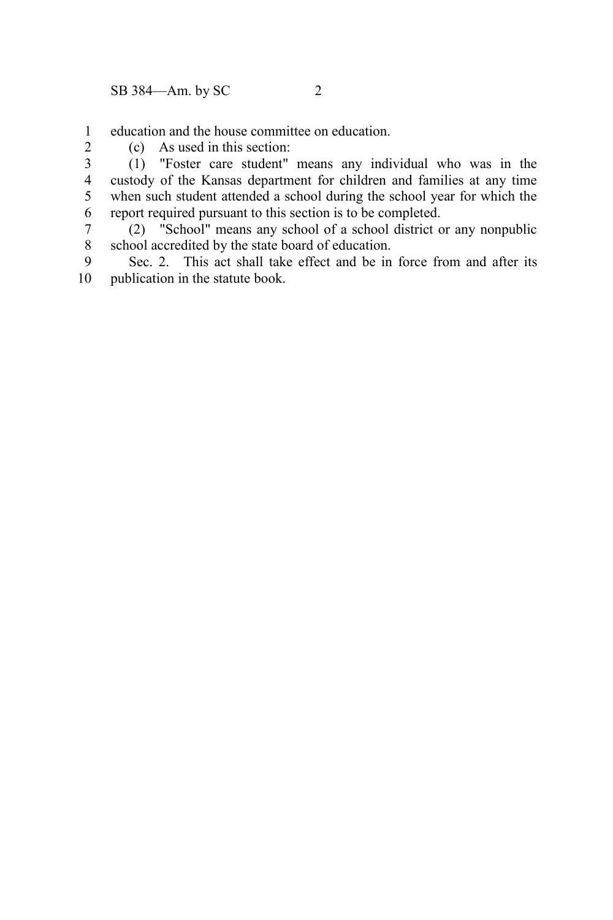education and the house committee on education.

(c) As used in this section:

(1) "Foster care student" means any individual who was in the custody of the Kansas department for children and families at any time when such student attended a school during the school year for which the report required pursuant to this section is to be completed.

(2) "School" means any school of a school district or any nonpublic school accredited by the state board of education.

Sec. 2. This act shall take effect and be in force from and after its publication in the statute book.